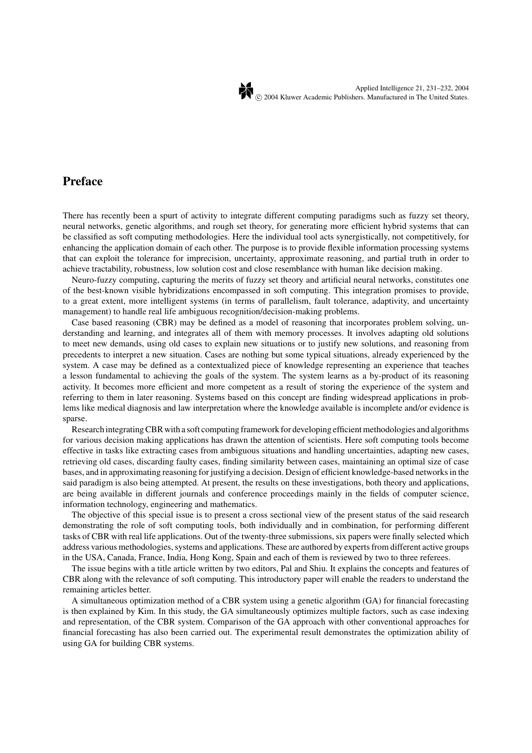# Preface

There has recently been a spurt of activity to integrate different computing paradigms such as fuzzy set theory, neural networks, genetic algorithms, and rough set theory, for generating more efficient hybrid systems that can be classified as soft computing methodologies. Here the individual tool acts synergistically, not competitively, for enhancing the application domain of each other. The purpose is to provide flexible information processing systems that can exploit the tolerance for imprecision, uncertainty, approximate reasoning, and partial truth in order to achieve tractability, robustness, low solution cost and close resemblance with human like decision making.

Neuro-fuzzy computing, capturing the merits of fuzzy set theory and artificial neural networks, constitutes one of the best-known visible hybridizations encompassed in soft computing. This integration promises to provide, to a great extent, more intelligent systems (in terms of parallelism, fault tolerance, adaptivity, and uncertainty management) to handle real life ambiguous recognition/decision-making problems.

Case based reasoning (CBR) may be defined as a model of reasoning that incorporates problem solving, understanding and learning, and integrates all of them with memory processes. It involves adapting old solutions to meet new demands, using old cases to explain new situations or to justify new solutions, and reasoning from precedents to interpret a new situation. Cases are nothing but some typical situations, already experienced by the system. A case may be defined as a contextualized piece of knowledge representing an experience that teaches a lesson fundamental to achieving the goals of the system. The system learns as a by-product of its reasoning activity. It becomes more efficient and more competent as a result of storing the experience of the system and referring to them in later reasoning. Systems based on this concept are finding widespread applications in problems like medical diagnosis and law interpretation where the knowledge available is incomplete and/or evidence is sparse.

Research integrating CBR with a soft computing framework for developing efficient methodologies and algorithms for various decision making applications has drawn the attention of scientists. Here soft computing tools become effective in tasks like extracting cases from ambiguous situations and handling uncertainties, adapting new cases, retrieving old cases, discarding faulty cases, finding similarity between cases, maintaining an optimal size of case bases, and in approximating reasoning for justifying a decision. Design of efficient knowledge-based networks in the said paradigm is also being attempted. At present, the results on these investigations, both theory and applications, are being available in different journals and conference proceedings mainly in the fields of computer science, information technology, engineering and mathematics.

The objective of this special issue is to present a cross sectional view of the present status of the said research demonstrating the role of soft computing tools, both individually and in combination, for performing different tasks of CBR with real life applications. Out of the twenty-three submissions, six papers were finally selected which address various methodologies, systems and applications. These are authored by experts from different active groups in the USA, Canada, France, India, Hong Kong, Spain and each of them is reviewed by two to three referees.

The issue begins with a title article written by two editors, Pal and Shiu. It explains the concepts and features of CBR along with the relevance of soft computing. This introductory paper will enable the readers to understand the remaining articles better.

A simultaneous optimization method of a CBR system using a genetic algorithm (GA) for financial forecasting is then explained by Kim. In this study, the GA simultaneously optimizes multiple factors, such as case indexing and representation, of the CBR system. Comparison of the GA approach with other conventional approaches for financial forecasting has also been carried out. The experimental result demonstrates the optimization ability of using GA for building CBR systems.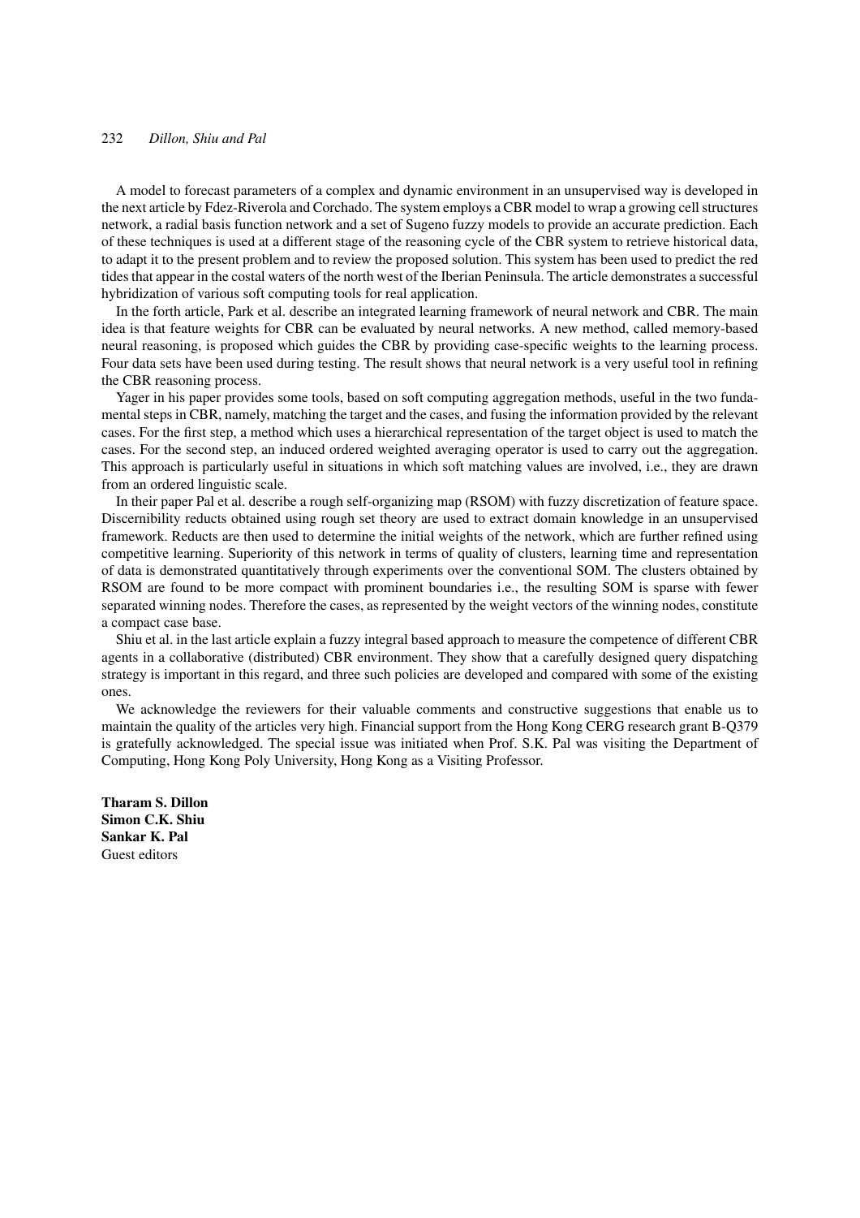A model to forecast parameters of a complex and dynamic environment in an unsupervised way is developed in the next article by Fdez-Riverola and Corchado. The system employs a CBR model to wrap a growing cell structures network, a radial basis function network and a set of Sugeno fuzzy models to provide an accurate prediction. Each of these techniques is used at a different stage of the reasoning cycle of the CBR system to retrieve historical data, to adapt it to the present problem and to review the proposed solution. This system has been used to predict the red tides that appear in the costal waters of the north west of the Iberian Peninsula. The article demonstrates a successful hybridization of various soft computing tools for real application.

In the forth article, Park et al. describe an integrated learning framework of neural network and CBR. The main idea is that feature weights for CBR can be evaluated by neural networks. A new method, called memory-based neural reasoning, is proposed which guides the CBR by providing case-specific weights to the learning process. Four data sets have been used during testing. The result shows that neural network is a very useful tool in refining the CBR reasoning process.

Yager in his paper provides some tools, based on soft computing aggregation methods, useful in the two fundamental steps in CBR, namely, matching the target and the cases, and fusing the information provided by the relevant cases. For the first step, a method which uses a hierarchical representation of the target object is used to match the cases. For the second step, an induced ordered weighted averaging operator is used to carry out the aggregation. This approach is particularly useful in situations in which soft matching values are involved, i.e., they are drawn from an ordered linguistic scale.

In their paper Pal et al. describe a rough self-organizing map (RSOM) with fuzzy discretization of feature space. Discernibility reducts obtained using rough set theory are used to extract domain knowledge in an unsupervised framework. Reducts are then used to determine the initial weights of the network, which are further refined using competitive learning. Superiority of this network in terms of quality of clusters, learning time and representation of data is demonstrated quantitatively through experiments over the conventional SOM. The clusters obtained by RSOM are found to be more compact with prominent boundaries i.e., the resulting SOM is sparse with fewer separated winning nodes. Therefore the cases, as represented by the weight vectors of the winning nodes, constitute a compact case base.

Shiu et al. in the last article explain a fuzzy integral based approach to measure the competence of different CBR agents in a collaborative (distributed) CBR environment. They show that a carefully designed query dispatching strategy is important in this regard, and three such policies are developed and compared with some of the existing ones.

We acknowledge the reviewers for their valuable comments and constructive suggestions that enable us to maintain the quality of the articles very high. Financial support from the Hong Kong CERG research grant B-Q379 is gratefully acknowledged. The special issue was initiated when Prof. S.K. Pal was visiting the Department of Computing, Hong Kong Poly University, Hong Kong as a Visiting Professor.

**Tharam S. Dillon**
**Simon C.K. Shiu**
**Sankar K. Pal**
Guest editors